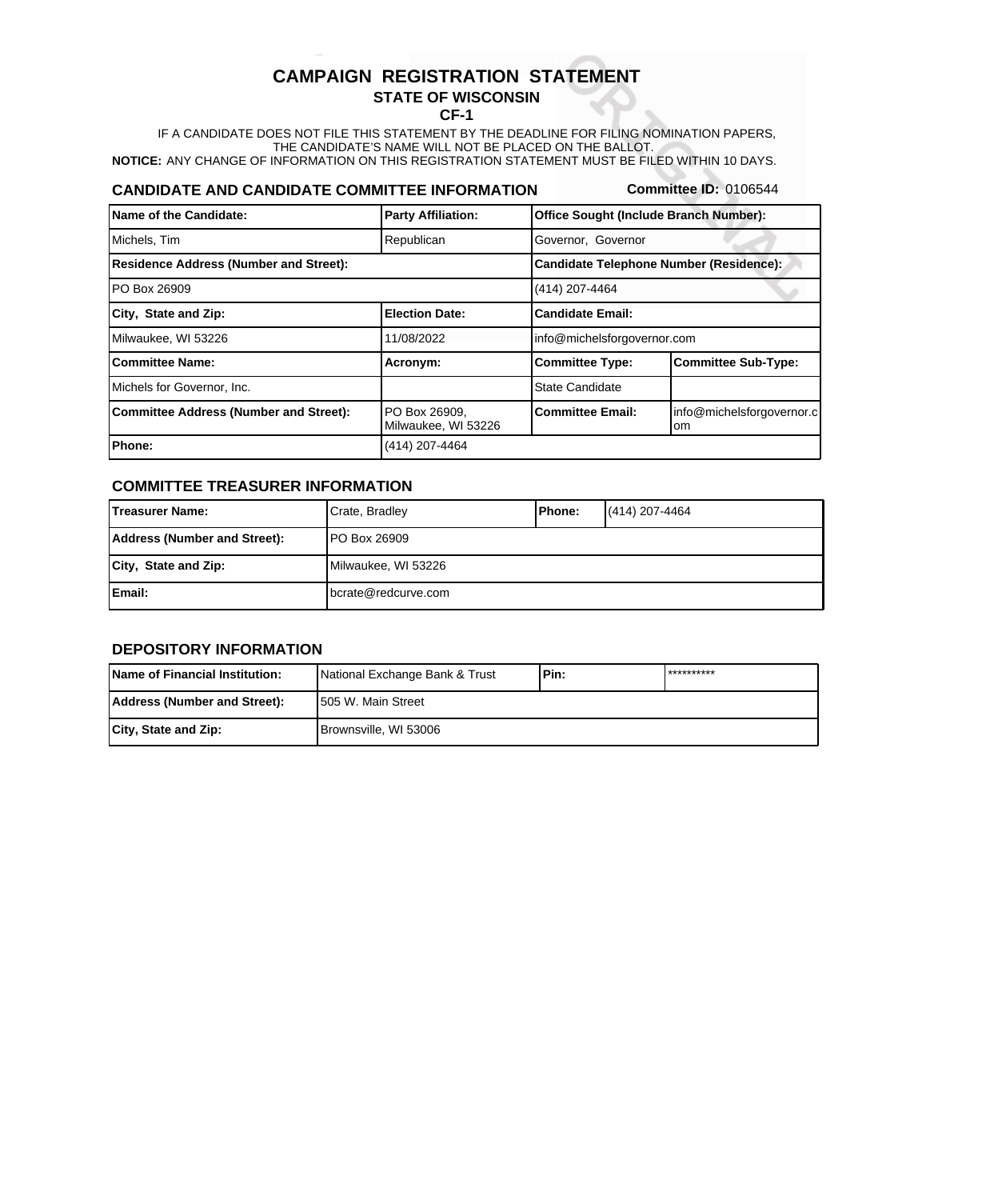# CAMPAIGN REGISTRATION STATEMENT

## STATE OF WISCONSIN

### CF-1

IF A CANDIDATE DOES NOT FILE THIS STATEMENT BY THE DEADLINE FOR FILING NOMINATION PAPERS, THE CANDIDATE'S NAME WILL NOT BE PLACED ON THE BALLOT.

**NOTICE:** ANY CHANGE OF INFORMATION ON THIS REGISTRATION STATEMENT MUST BE FILED WITHIN 10 DAYS.

### CANDIDATE AND CANDIDATE COMMITTEE INFORMATION

**Committee ID:** 0106544

| **Name of the Candidate:** | **Party Affiliation:** | **Office Sought (Include Branch Number):** | |
|---|---|---|---|
| Michels, Tim | Republican | Governor, Governor | |
| **Residence Address (Number and Street):** | | **Candidate Telephone Number (Residence):** | |
| PO Box 26909 | | (414) 207-4464 | |
| **City, State and Zip:** | **Election Date:** | **Candidate Email:** | |
| Milwaukee, WI 53226 | 11/08/2022 | info@michelsforgovernor.com | |
| **Committee Name:** | **Acronym:** | **Committee Type:** | **Committee Sub-Type:** |
| Michels for Governor, Inc. | | State Candidate | |
| **Committee Address (Number and Street):** | PO Box 26909, Milwaukee, WI 53226 | **Committee Email:** | info@michelsforgovernor.com |
| **Phone:** | (414) 207-4464 | | |

### COMMITTEE TREASURER INFORMATION

| **Treasurer Name:** | Crate, Bradley | **Phone:** | (414) 207-4464 |
|---|---|---|---|
| **Address (Number and Street):** | PO Box 26909 | | |
| **City, State and Zip:** | Milwaukee, WI 53226 | | |
| **Email:** | bcrate@redcurve.com | | |

### DEPOSITORY INFORMATION

| **Name of Financial Institution:** | National Exchange Bank & Trust | **Pin:** | ********** |
|---|---|---|---|
| **Address (Number and Street):** | 505 W. Main Street | | |
| **City, State and Zip:** | Brownsville, WI 53006 | | |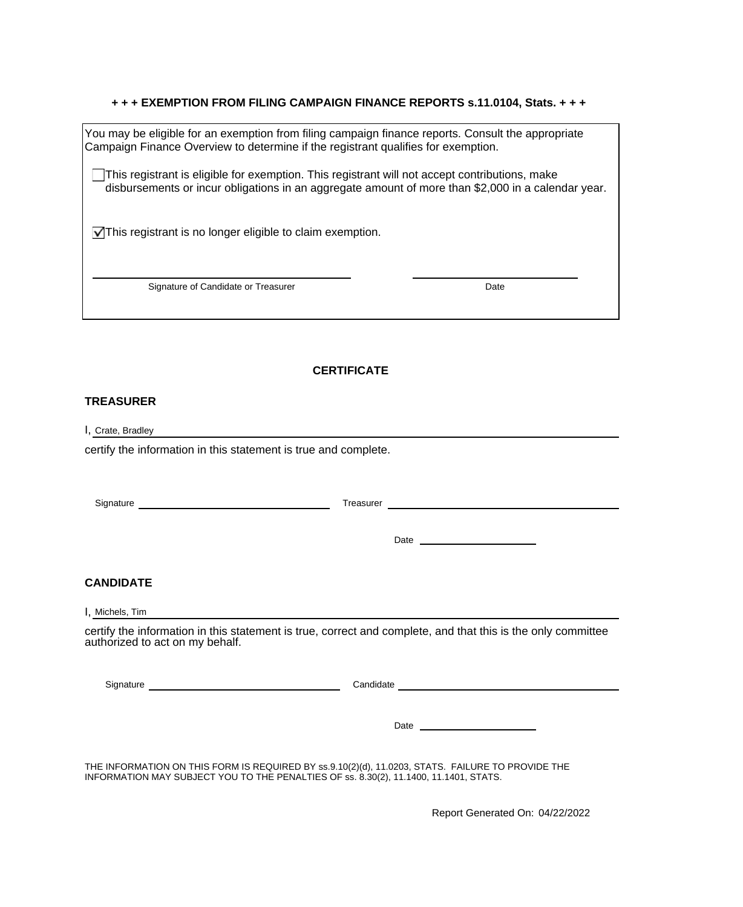**+ + + EXEMPTION FROM FILING CAMPAIGN FINANCE REPORTS s.11.0104, Stats. + + +**

You may be eligible for an exemption from filing campaign finance reports. Consult the appropriate Campaign Finance Overview to determine if the registrant qualifies for exemption.

- [ ] This registrant is eligible for exemption. This registrant will not accept contributions, make disbursements or incur obligations in an aggregate amount of more than $2,000 in a calendar year.

- [x] This registrant is no longer eligible to claim exemption.

Signature of Candidate or Treasurer ____________________ Date ____________________

## CERTIFICATE

### TREASURER

I, Crate, Bradley

certify the information in this statement is true and complete.

Signature ____________________ Treasurer ____________________

Date ____________________

### CANDIDATE

I, Michels, Tim

certify the information in this statement is true, correct and complete, and that this is the only committee authorized to act on my behalf.

Signature ____________________ Candidate ____________________

Date ____________________

THE INFORMATION ON THIS FORM IS REQUIRED BY ss.9.10(2)(d), 11.0203, STATS. FAILURE TO PROVIDE THE INFORMATION MAY SUBJECT YOU TO THE PENALTIES OF ss. 8.30(2), 11.1400, 11.1401, STATS.

Report Generated On: 04/22/2022